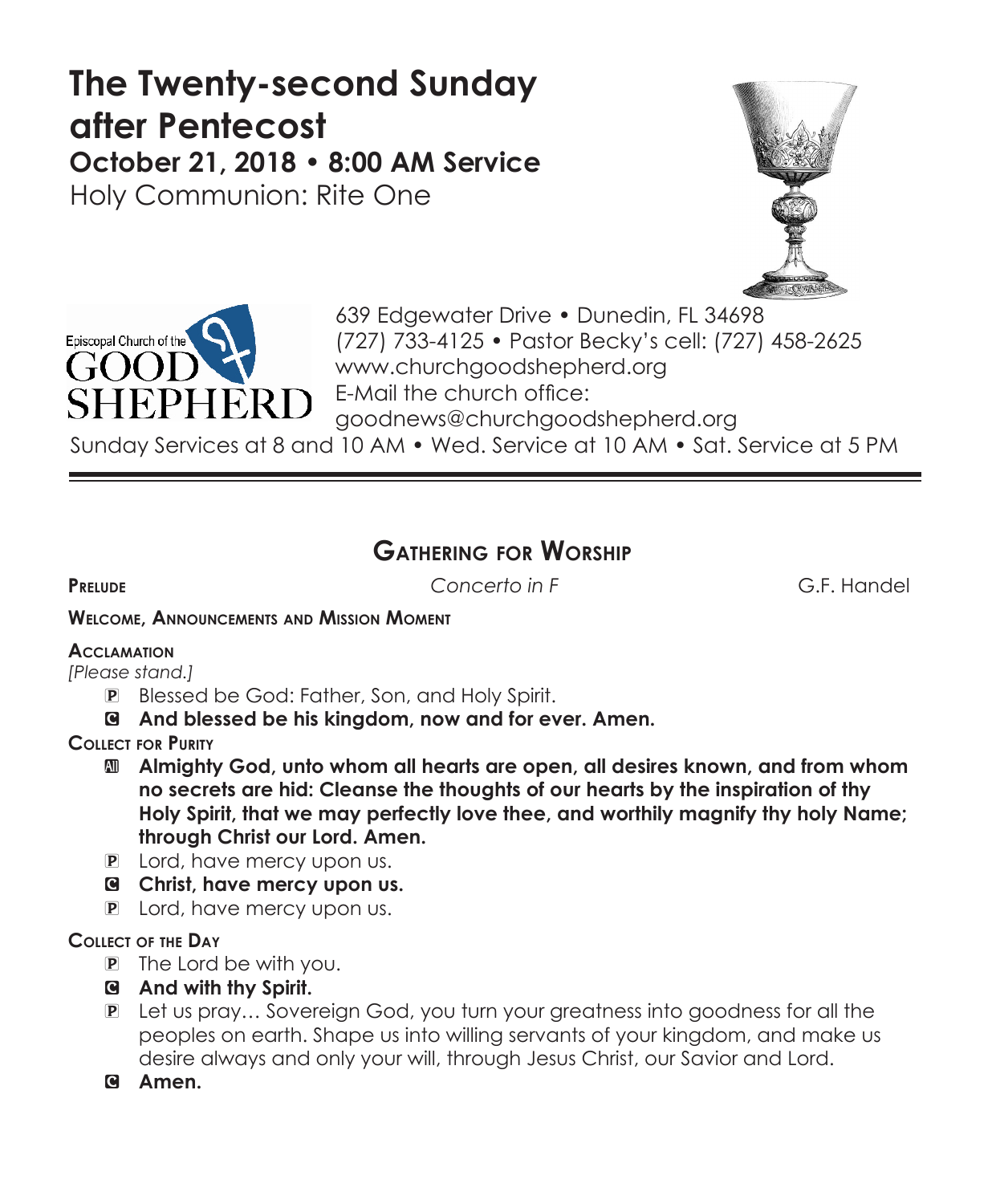# The Twenty-second Sunday after Pentecost

## October 21, 2018 • 8:00 AM Service

Holy Communion: Rite One

Episcopal Church of the GOOD SHEPHERD

639 Edgewater Drive • Dunedin, FL 34698
(727) 733-4125 • Pastor Becky's cell: (727) 458-2625
www.churchgoodshepherd.org
E-Mail the church office:
goodnews@churchgoodshepherd.org

Sunday Services at 8 and 10 AM • Wed. Service at 10 AM • Sat. Service at 5 PM

---

## Gathering for Worship

**Prelude** *Concerto in F* G.F. Handel

**Welcome, Announcements and Mission Moment**

**Acclamation**

*[Please stand.]*

P Blessed be God: Father, Son, and Holy Spirit.

C **And blessed be his kingdom, now and for ever. Amen.**

**Collect for Purity**

All **Almighty God, unto whom all hearts are open, all desires known, and from whom no secrets are hid: Cleanse the thoughts of our hearts by the inspiration of thy Holy Spirit, that we may perfectly love thee, and worthily magnify thy holy Name; through Christ our Lord. Amen.**

P Lord, have mercy upon us.

C **Christ, have mercy upon us.**

P Lord, have mercy upon us.

**Collect of the Day**

P The Lord be with you.

C **And with thy Spirit.**

P Let us pray… Sovereign God, you turn your greatness into goodness for all the peoples on earth. Shape us into willing servants of your kingdom, and make us desire always and only your will, through Jesus Christ, our Savior and Lord.

C **Amen.**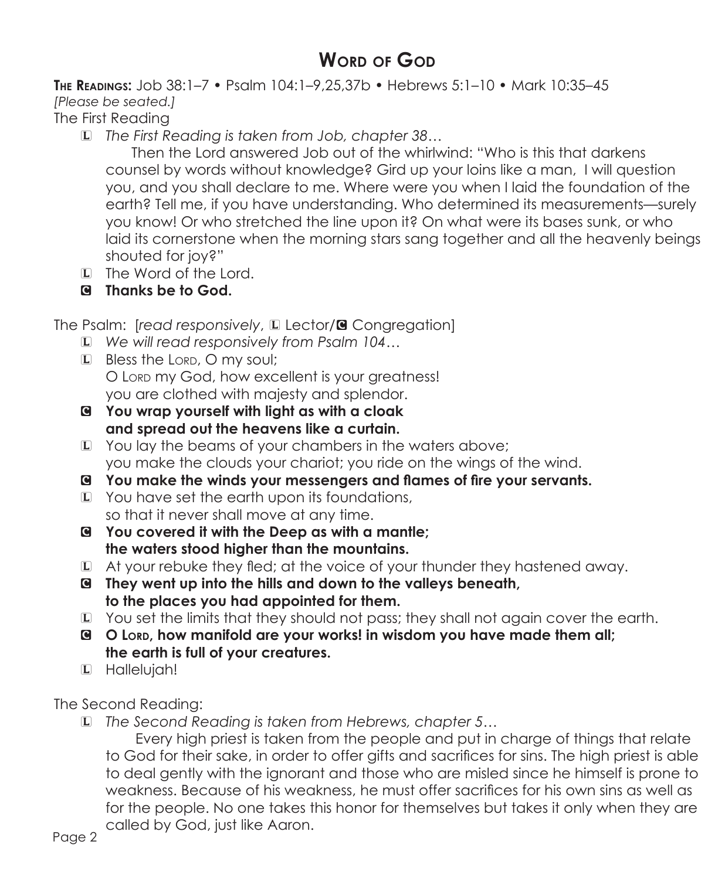# Word of God

**The Readings:** Job 38:1–7 • Psalm 104:1–9,25,37b • Hebrews 5:1–10 • Mark 10:35–45

*[Please be seated.]*

The First Reading

L *The First Reading is taken from Job, chapter 38…*

Then the Lord answered Job out of the whirlwind: "Who is this that darkens counsel by words without knowledge? Gird up your loins like a man, I will question you, and you shall declare to me. Where were you when I laid the foundation of the earth? Tell me, if you have understanding. Who determined its measurements—surely you know! Or who stretched the line upon it? On what were its bases sunk, or who laid its cornerstone when the morning stars sang together and all the heavenly beings shouted for joy?"

L The Word of the Lord.

**C Thanks be to God.**

The Psalm: [*read responsively*, L Lector/C Congregation]

L *We will read responsively from Psalm 104…*

L Bless the Lord, O my soul;
O Lord my God, how excellent is your greatness!
you are clothed with majesty and splendor.

**C You wrap yourself with light as with a cloak
and spread out the heavens like a curtain.**

L You lay the beams of your chambers in the waters above;
you make the clouds your chariot; you ride on the wings of the wind.

**C You make the winds your messengers and flames of fire your servants.**

L You have set the earth upon its foundations,
so that it never shall move at any time.

**C You covered it with the Deep as with a mantle;
the waters stood higher than the mountains.**

L At your rebuke they fled; at the voice of your thunder they hastened away.

**C They went up into the hills and down to the valleys beneath,
to the places you had appointed for them.**

L You set the limits that they should not pass; they shall not again cover the earth.

**C O Lord, how manifold are your works! in wisdom you have made them all;
the earth is full of your creatures.**

L Hallelujah!

The Second Reading:

L *The Second Reading is taken from Hebrews, chapter 5…*

Every high priest is taken from the people and put in charge of things that relate to God for their sake, in order to offer gifts and sacrifices for sins. The high priest is able to deal gently with the ignorant and those who are misled since he himself is prone to weakness. Because of his weakness, he must offer sacrifices for his own sins as well as for the people. No one takes this honor for themselves but takes it only when they are called by God, just like Aaron.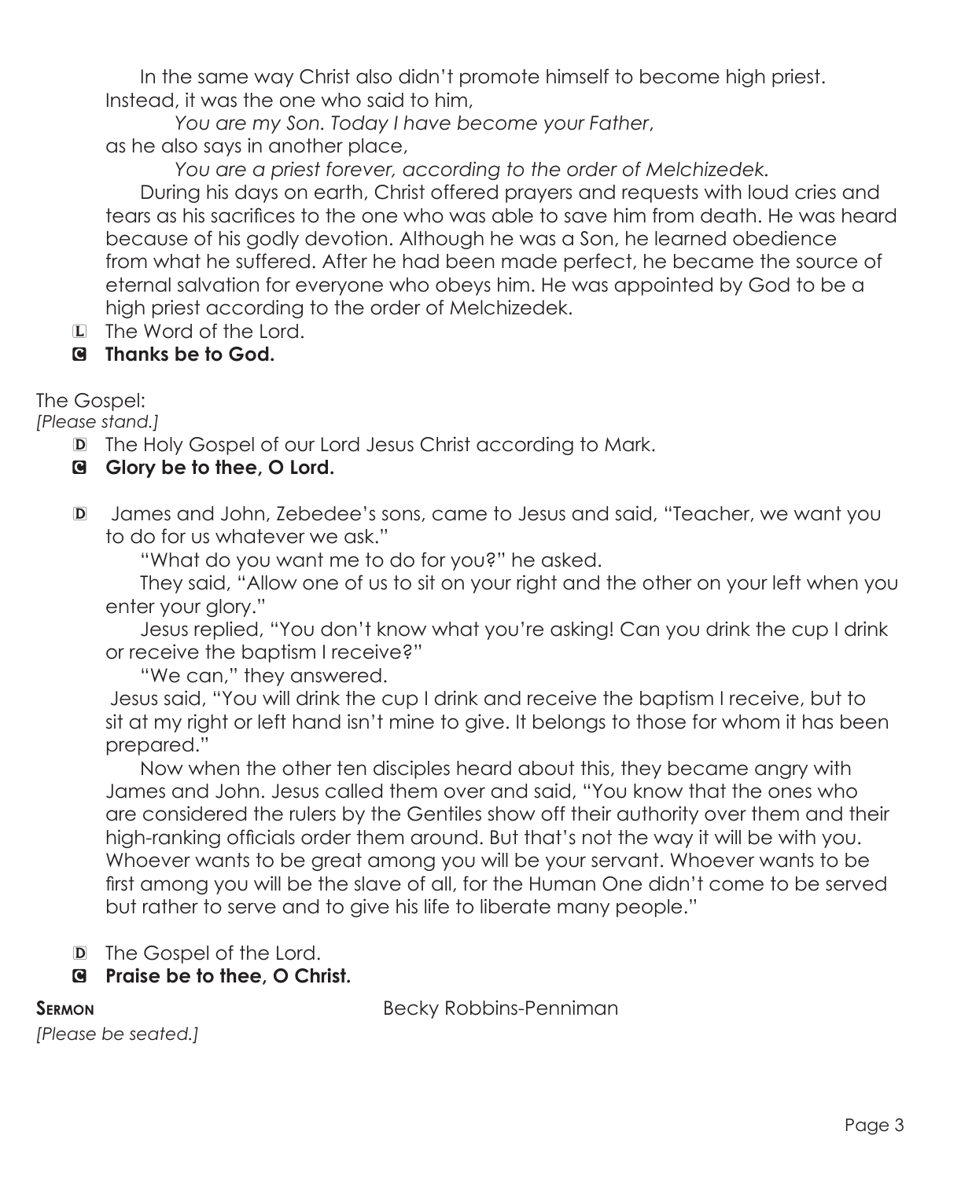In the same way Christ also didn't promote himself to become high priest. Instead, it was the one who said to him,

*You are my Son. Today I have become your Father*,

as he also says in another place,

*You are a priest forever, according to the order of Melchizedek.*

During his days on earth, Christ offered prayers and requests with loud cries and tears as his sacrifices to the one who was able to save him from death. He was heard because of his godly devotion. Although he was a Son, he learned obedience from what he suffered. After he had been made perfect, he became the source of eternal salvation for everyone who obeys him. He was appointed by God to be a high priest according to the order of Melchizedek.

L The Word of the Lord.

**C Thanks be to God.**

The Gospel:

*[Please stand.]*

D The Holy Gospel of our Lord Jesus Christ according to Mark.

**C Glory be to thee, O Lord.**

D James and John, Zebedee's sons, came to Jesus and said, "Teacher, we want you to do for us whatever we ask."

"What do you want me to do for you?" he asked.

They said, "Allow one of us to sit on your right and the other on your left when you enter your glory."

Jesus replied, "You don't know what you're asking! Can you drink the cup I drink or receive the baptism I receive?"

"We can," they answered.

Jesus said, "You will drink the cup I drink and receive the baptism I receive, but to sit at my right or left hand isn't mine to give. It belongs to those for whom it has been prepared."

Now when the other ten disciples heard about this, they became angry with James and John. Jesus called them over and said, "You know that the ones who are considered the rulers by the Gentiles show off their authority over them and their high-ranking officials order them around. But that's not the way it will be with you. Whoever wants to be great among you will be your servant. Whoever wants to be first among you will be the slave of all, for the Human One didn't come to be served but rather to serve and to give his life to liberate many people."

D The Gospel of the Lord.

**C Praise be to thee, O Christ.**

**Sermon** Becky Robbins-Penniman

*[Please be seated.]*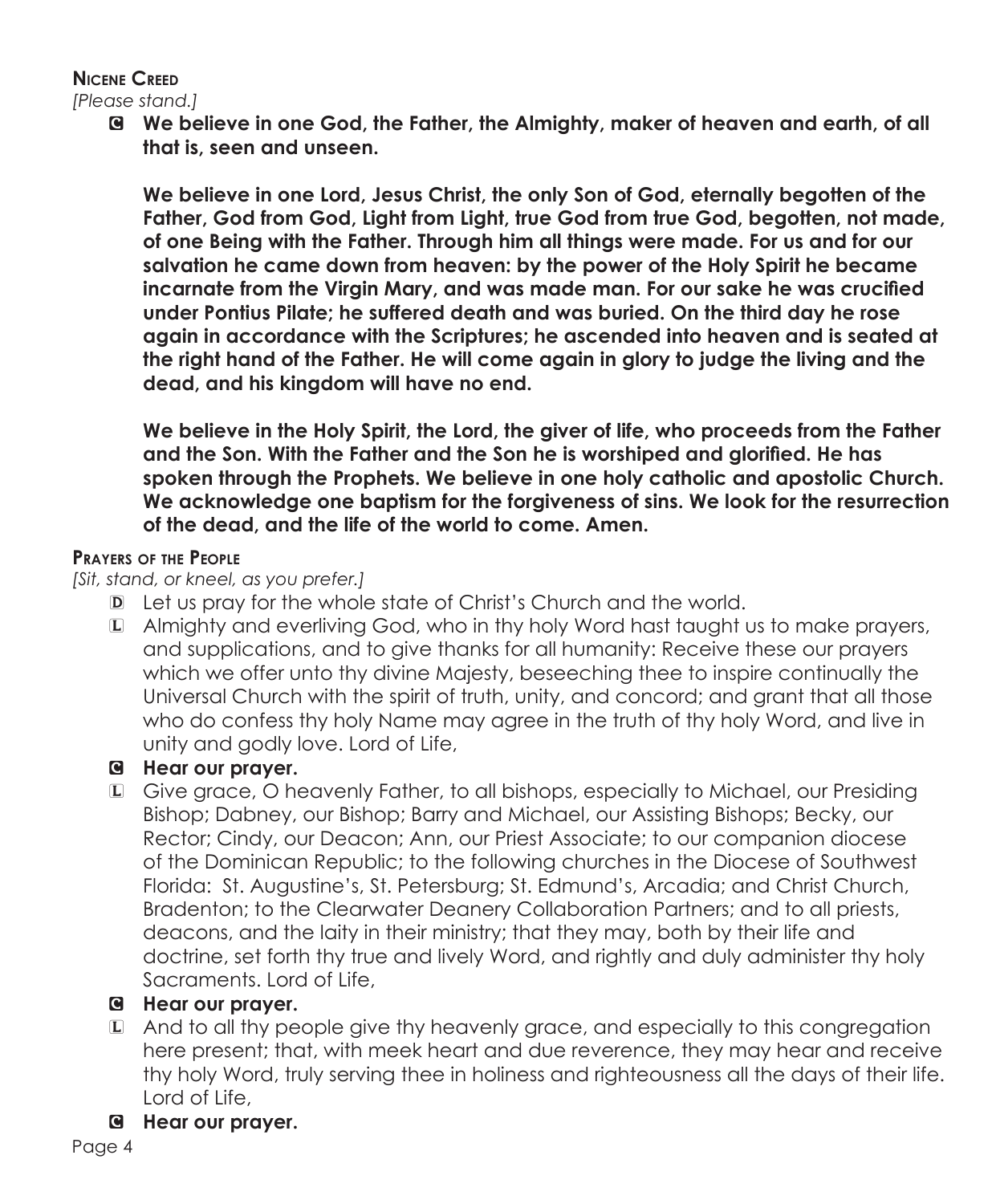## Nicene Creed

*[Please stand.]*

C **We believe in one God, the Father, the Almighty, maker of heaven and earth, of all that is, seen and unseen.**

**We believe in one Lord, Jesus Christ, the only Son of God, eternally begotten of the Father, God from God, Light from Light, true God from true God, begotten, not made, of one Being with the Father. Through him all things were made. For us and for our salvation he came down from heaven: by the power of the Holy Spirit he became incarnate from the Virgin Mary, and was made man. For our sake he was crucified under Pontius Pilate; he suffered death and was buried. On the third day he rose again in accordance with the Scriptures; he ascended into heaven and is seated at the right hand of the Father. He will come again in glory to judge the living and the dead, and his kingdom will have no end.**

**We believe in the Holy Spirit, the Lord, the giver of life, who proceeds from the Father and the Son. With the Father and the Son he is worshiped and glorified. He has spoken through the Prophets. We believe in one holy catholic and apostolic Church. We acknowledge one baptism for the forgiveness of sins. We look for the resurrection of the dead, and the life of the world to come. Amen.**

## Prayers of the People

*[Sit, stand, or kneel, as you prefer.]*

D Let us pray for the whole state of Christ's Church and the world.

L Almighty and everliving God, who in thy holy Word hast taught us to make prayers, and supplications, and to give thanks for all humanity: Receive these our prayers which we offer unto thy divine Majesty, beseeching thee to inspire continually the Universal Church with the spirit of truth, unity, and concord; and grant that all those who do confess thy holy Name may agree in the truth of thy holy Word, and live in unity and godly love. Lord of Life,

C **Hear our prayer.**

L Give grace, O heavenly Father, to all bishops, especially to Michael, our Presiding Bishop; Dabney, our Bishop; Barry and Michael, our Assisting Bishops; Becky, our Rector; Cindy, our Deacon; Ann, our Priest Associate; to our companion diocese of the Dominican Republic; to the following churches in the Diocese of Southwest Florida: St. Augustine's, St. Petersburg; St. Edmund's, Arcadia; and Christ Church, Bradenton; to the Clearwater Deanery Collaboration Partners; and to all priests, deacons, and the laity in their ministry; that they may, both by their life and doctrine, set forth thy true and lively Word, and rightly and duly administer thy holy Sacraments. Lord of Life,

C **Hear our prayer.**

L And to all thy people give thy heavenly grace, and especially to this congregation here present; that, with meek heart and due reverence, they may hear and receive thy holy Word, truly serving thee in holiness and righteousness all the days of their life. Lord of Life,

C **Hear our prayer.**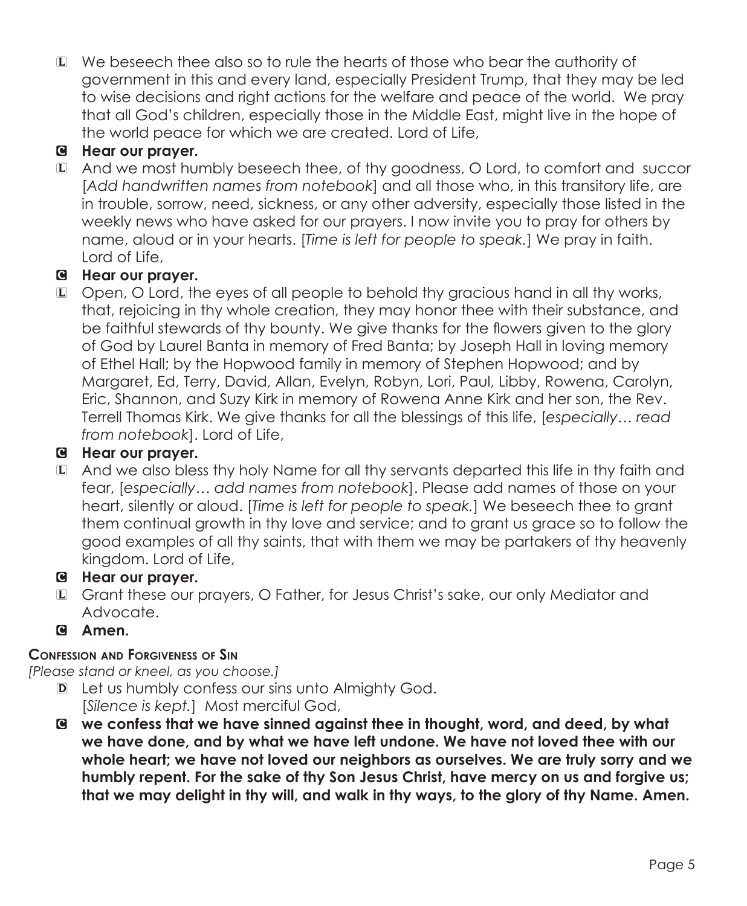L We beseech thee also so to rule the hearts of those who bear the authority of government in this and every land, especially President Trump, that they may be led to wise decisions and right actions for the welfare and peace of the world. We pray that all God's children, especially those in the Middle East, might live in the hope of the world peace for which we are created. Lord of Life,

C **Hear our prayer.**

L And we most humbly beseech thee, of thy goodness, O Lord, to comfort and succor [*Add handwritten names from notebook*] and all those who, in this transitory life, are in trouble, sorrow, need, sickness, or any other adversity, especially those listed in the weekly news who have asked for our prayers. I now invite you to pray for others by name, aloud or in your hearts. [*Time is left for people to speak.*] We pray in faith. Lord of Life,

C **Hear our prayer.**

L Open, O Lord, the eyes of all people to behold thy gracious hand in all thy works, that, rejoicing in thy whole creation, they may honor thee with their substance, and be faithful stewards of thy bounty. We give thanks for the flowers given to the glory of God by Laurel Banta in memory of Fred Banta; by Joseph Hall in loving memory of Ethel Hall; by the Hopwood family in memory of Stephen Hopwood; and by Margaret, Ed, Terry, David, Allan, Evelyn, Robyn, Lori, Paul, Libby, Rowena, Carolyn, Eric, Shannon, and Suzy Kirk in memory of Rowena Anne Kirk and her son, the Rev. Terrell Thomas Kirk. We give thanks for all the blessings of this life, [*especially… read from notebook*]. Lord of Life,

C **Hear our prayer.**

L And we also bless thy holy Name for all thy servants departed this life in thy faith and fear, [*especially… add names from notebook*]. Please add names of those on your heart, silently or aloud. [*Time is left for people to speak.*] We beseech thee to grant them continual growth in thy love and service; and to grant us grace so to follow the good examples of all thy saints, that with them we may be partakers of thy heavenly kingdom. Lord of Life,

C **Hear our prayer.**

L Grant these our prayers, O Father, for Jesus Christ's sake, our only Mediator and Advocate.

C **Amen.**

### Confession and Forgiveness of Sin

*[Please stand or kneel, as you choose.]*

D Let us humbly confess our sins unto Almighty God.
[*Silence is kept.*] Most merciful God,

C **we confess that we have sinned against thee in thought, word, and deed, by what we have done, and by what we have left undone. We have not loved thee with our whole heart; we have not loved our neighbors as ourselves. We are truly sorry and we humbly repent. For the sake of thy Son Jesus Christ, have mercy on us and forgive us; that we may delight in thy will, and walk in thy ways, to the glory of thy Name. Amen.**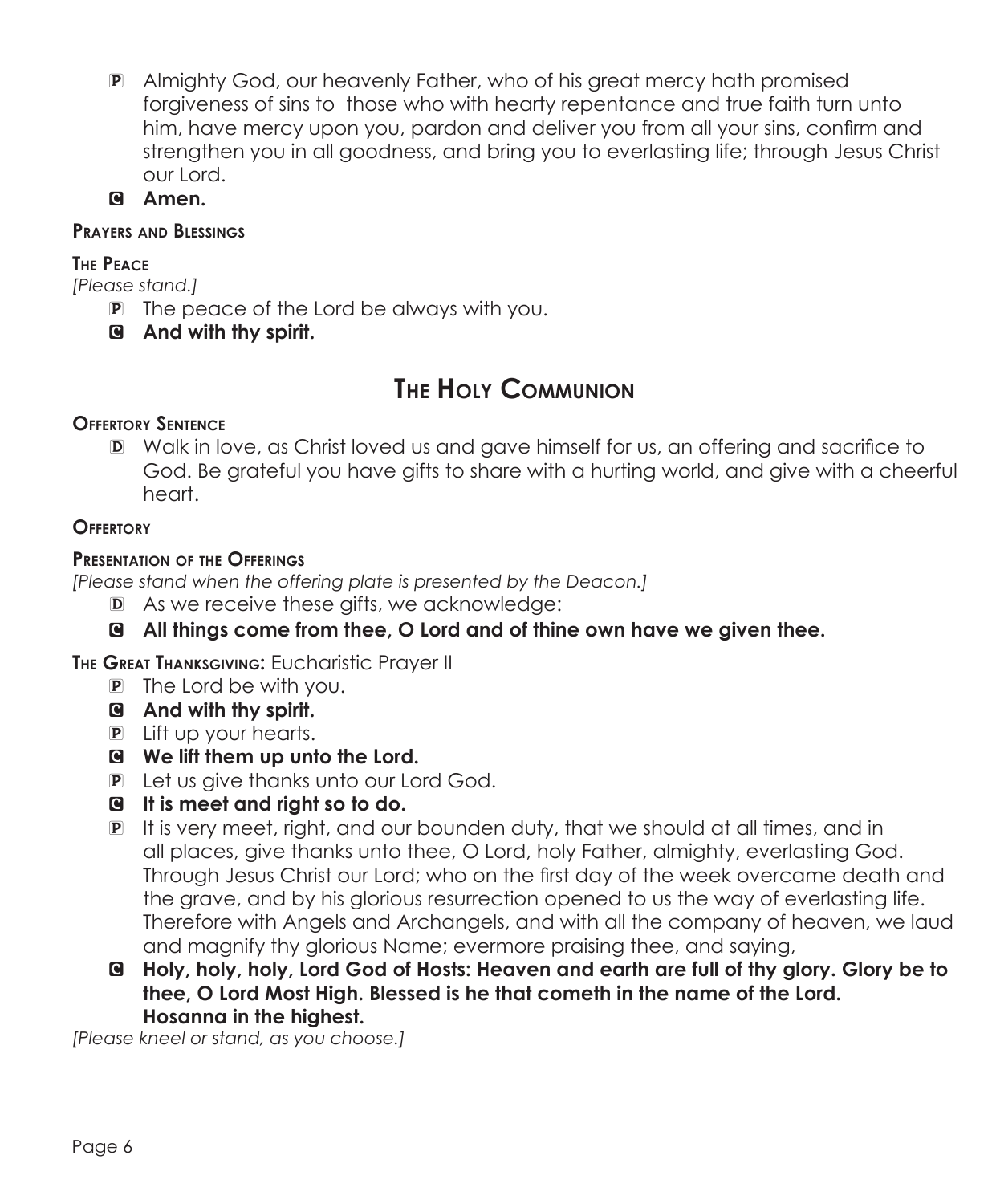P Almighty God, our heavenly Father, who of his great mercy hath promised forgiveness of sins to those who with hearty repentance and true faith turn unto him, have mercy upon you, pardon and deliver you from all your sins, confirm and strengthen you in all goodness, and bring you to everlasting life; through Jesus Christ our Lord.

C **Amen.**

**Prayers and Blessings**

**The Peace**

*[Please stand.]*

P The peace of the Lord be always with you.

C **And with thy spirit.**

# The Holy Communion

**Offertory Sentence**

D Walk in love, as Christ loved us and gave himself for us, an offering and sacrifice to God. Be grateful you have gifts to share with a hurting world, and give with a cheerful heart.

**Offertory**

**Presentation of the Offerings**

*[Please stand when the offering plate is presented by the Deacon.]*

D As we receive these gifts, we acknowledge:

C **All things come from thee, O Lord and of thine own have we given thee.**

**The Great Thanksgiving:** Eucharistic Prayer II

P The Lord be with you.

C **And with thy spirit.**

P Lift up your hearts.

C **We lift them up unto the Lord.**

P Let us give thanks unto our Lord God.

C **It is meet and right so to do.**

P It is very meet, right, and our bounden duty, that we should at all times, and in all places, give thanks unto thee, O Lord, holy Father, almighty, everlasting God. Through Jesus Christ our Lord; who on the first day of the week overcame death and the grave, and by his glorious resurrection opened to us the way of everlasting life. Therefore with Angels and Archangels, and with all the company of heaven, we laud and magnify thy glorious Name; evermore praising thee, and saying,

C **Holy, holy, holy, Lord God of Hosts: Heaven and earth are full of thy glory. Glory be to thee, O Lord Most High. Blessed is he that cometh in the name of the Lord. Hosanna in the highest.**

*[Please kneel or stand, as you choose.]*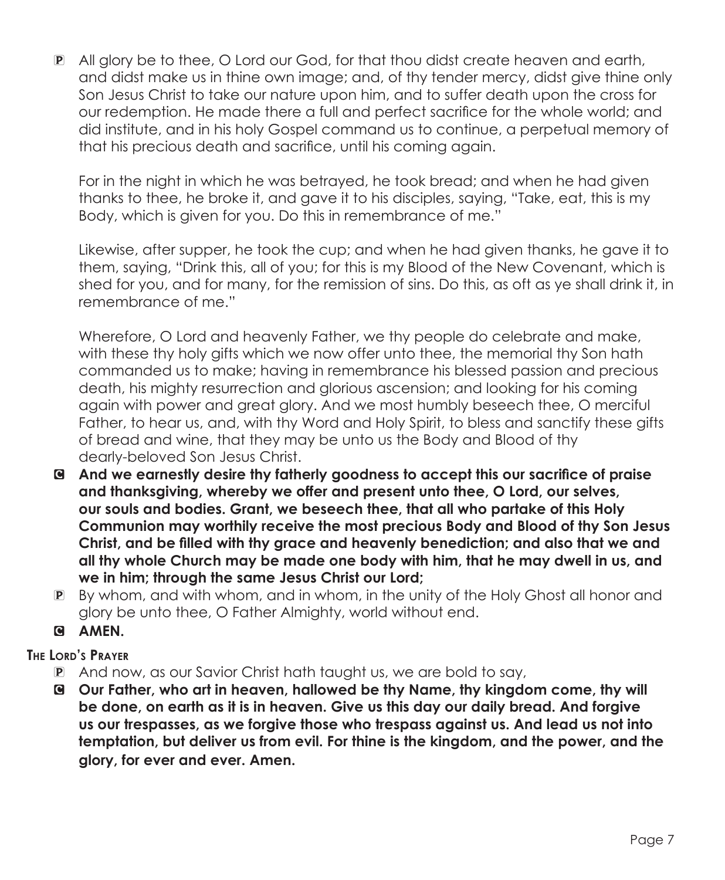P All glory be to thee, O Lord our God, for that thou didst create heaven and earth, and didst make us in thine own image; and, of thy tender mercy, didst give thine only Son Jesus Christ to take our nature upon him, and to suffer death upon the cross for our redemption. He made there a full and perfect sacrifice for the whole world; and did institute, and in his holy Gospel command us to continue, a perpetual memory of that his precious death and sacrifice, until his coming again.

For in the night in which he was betrayed, he took bread; and when he had given thanks to thee, he broke it, and gave it to his disciples, saying, "Take, eat, this is my Body, which is given for you. Do this in remembrance of me."

Likewise, after supper, he took the cup; and when he had given thanks, he gave it to them, saying, "Drink this, all of you; for this is my Blood of the New Covenant, which is shed for you, and for many, for the remission of sins. Do this, as oft as ye shall drink it, in remembrance of me."

Wherefore, O Lord and heavenly Father, we thy people do celebrate and make, with these thy holy gifts which we now offer unto thee, the memorial thy Son hath commanded us to make; having in remembrance his blessed passion and precious death, his mighty resurrection and glorious ascension; and looking for his coming again with power and great glory. And we most humbly beseech thee, O merciful Father, to hear us, and, with thy Word and Holy Spirit, to bless and sanctify these gifts of bread and wine, that they may be unto us the Body and Blood of thy dearly-beloved Son Jesus Christ.

C **And we earnestly desire thy fatherly goodness to accept this our sacrifice of praise and thanksgiving, whereby we offer and present unto thee, O Lord, our selves, our souls and bodies. Grant, we beseech thee, that all who partake of this Holy Communion may worthily receive the most precious Body and Blood of thy Son Jesus Christ, and be filled with thy grace and heavenly benediction; and also that we and all thy whole Church may be made one body with him, that he may dwell in us, and we in him; through the same Jesus Christ our Lord;**

P By whom, and with whom, and in whom, in the unity of the Holy Ghost all honor and glory be unto thee, O Father Almighty, world without end.

C **AMEN.**

**The Lord's Prayer**

P And now, as our Savior Christ hath taught us, we are bold to say,

C **Our Father, who art in heaven, hallowed be thy Name, thy kingdom come, thy will be done, on earth as it is in heaven. Give us this day our daily bread. And forgive us our trespasses, as we forgive those who trespass against us. And lead us not into temptation, but deliver us from evil. For thine is the kingdom, and the power, and the glory, for ever and ever. Amen.**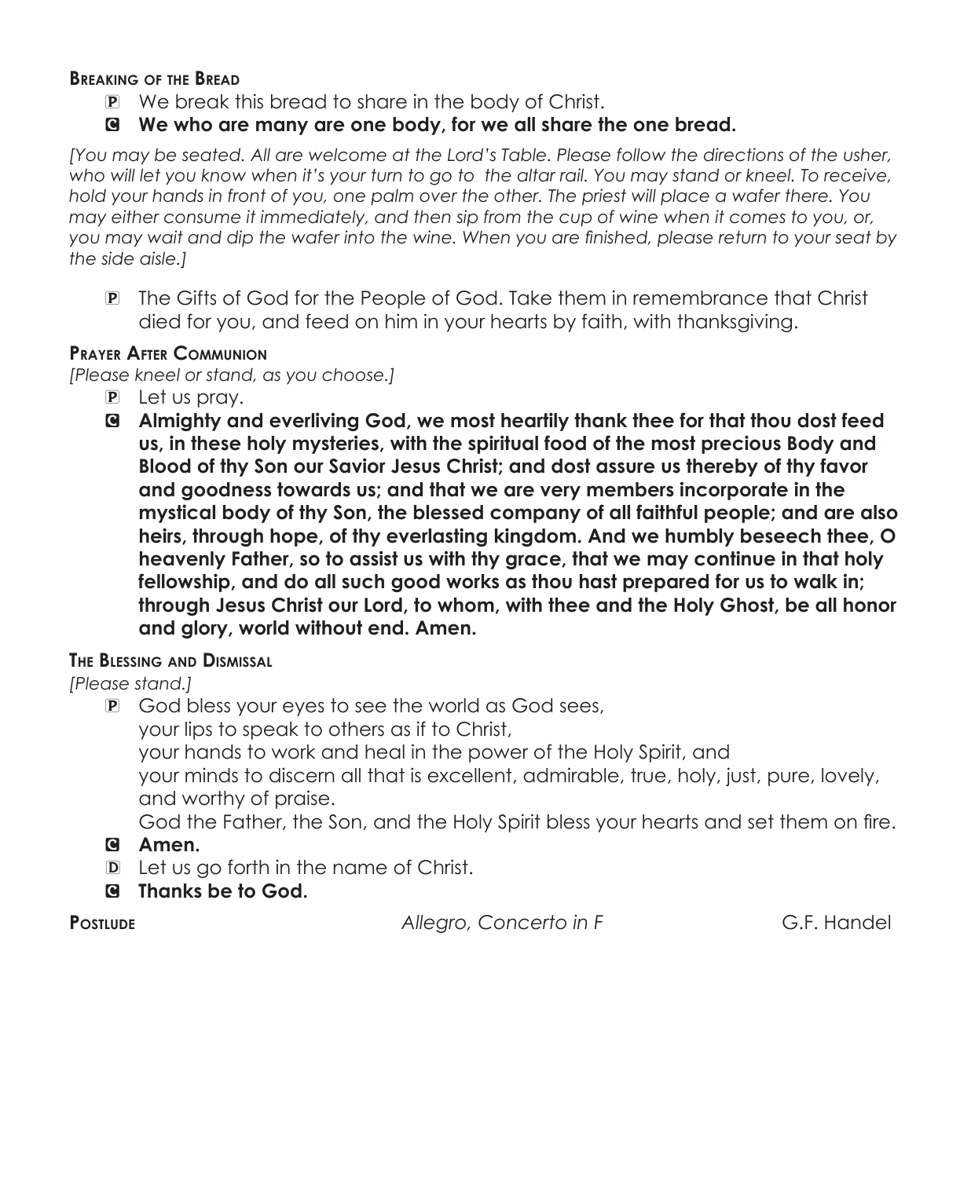**Breaking of the Bread**

P We break this bread to share in the body of Christ.

C **We who are many are one body, for we all share the one bread.**

*[You may be seated. All are welcome at the Lord's Table. Please follow the directions of the usher, who will let you know when it's your turn to go to the altar rail. You may stand or kneel. To receive, hold your hands in front of you, one palm over the other. The priest will place a wafer there. You may either consume it immediately, and then sip from the cup of wine when it comes to you, or, you may wait and dip the wafer into the wine. When you are finished, please return to your seat by the side aisle.]*

P The Gifts of God for the People of God. Take them in remembrance that Christ died for you, and feed on him in your hearts by faith, with thanksgiving.

**Prayer After Communion**

*[Please kneel or stand, as you choose.]*

P Let us pray.

C **Almighty and everliving God, we most heartily thank thee for that thou dost feed us, in these holy mysteries, with the spiritual food of the most precious Body and Blood of thy Son our Savior Jesus Christ; and dost assure us thereby of thy favor and goodness towards us; and that we are very members incorporate in the mystical body of thy Son, the blessed company of all faithful people; and are also heirs, through hope, of thy everlasting kingdom. And we humbly beseech thee, O heavenly Father, so to assist us with thy grace, that we may continue in that holy fellowship, and do all such good works as thou hast prepared for us to walk in; through Jesus Christ our Lord, to whom, with thee and the Holy Ghost, be all honor and glory, world without end. Amen.**

**The Blessing and Dismissal**

*[Please stand.]*

P God bless your eyes to see the world as God sees,
your lips to speak to others as if to Christ,
your hands to work and heal in the power of the Holy Spirit, and
your minds to discern all that is excellent, admirable, true, holy, just, pure, lovely, and worthy of praise.
God the Father, the Son, and the Holy Spirit bless your hearts and set them on fire.

C **Amen.**

D Let us go forth in the name of Christ.

C **Thanks be to God.**

**Postlude** *Allegro, Concerto in F* G.F. Handel